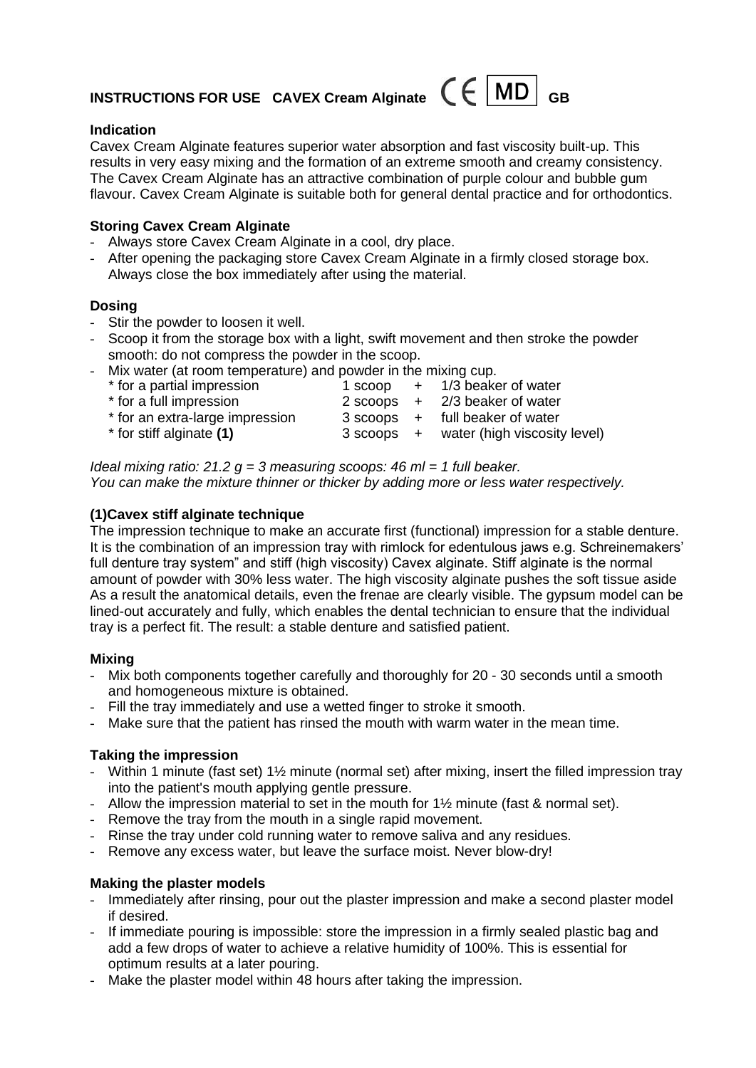# INSTRUCTIONS FOR USE CAVEX Cream Alginate CE MD GB

### Indication

Cavex Cream Alginate features superior water absorption and fast viscosity built-up. This results in very easy mixing and the formation of an extreme smooth and creamy consistency. The Cavex Cream Alginate has an attractive combination of purple colour and bubble gum flavour. Cavex Cream Alginate is suitable both for general dental practice and for orthodontics.

### Storing Cavex Cream Alginate

- Always store Cavex Cream Alginate in a cool, dry place.
- After opening the packaging store Cavex Cream Alginate in a firmly closed storage box. Always close the box immediately after using the material.

### Dosing

- Stir the powder to loosen it well.
- Scoop it from the storage box with a light, swift movement and then stroke the powder smooth: do not compress the powder in the scoop.
- Mix water (at room temperature) and powder in the mixing cup.

| | | | |
|---|---|---|---|
| * for a partial impression | 1 scoop | + | 1/3 beaker of water |
| * for a full impression | 2 scoops | + | 2/3 beaker of water |
| * for an extra-large impression | 3 scoops | + | full beaker of water |
| * for stiff alginate **(1)** | 3 scoops | + | water (high viscosity level) |

*Ideal mixing ratio: 21.2 g = 3 measuring scoops: 46 ml = 1 full beaker.*
*You can make the mixture thinner or thicker by adding more or less water respectively.*

### (1)Cavex stiff alginate technique

The impression technique to make an accurate first (functional) impression for a stable denture. It is the combination of an impression tray with rimlock for edentulous jaws e.g. Schreinemakers' full denture tray system" and stiff (high viscosity) Cavex alginate. Stiff alginate is the normal amount of powder with 30% less water. The high viscosity alginate pushes the soft tissue aside As a result the anatomical details, even the frenae are clearly visible. The gypsum model can be lined-out accurately and fully, which enables the dental technician to ensure that the individual tray is a perfect fit. The result: a stable denture and satisfied patient.

### Mixing

- Mix both components together carefully and thoroughly for 20 - 30 seconds until a smooth and homogeneous mixture is obtained.
- Fill the tray immediately and use a wetted finger to stroke it smooth.
- Make sure that the patient has rinsed the mouth with warm water in the mean time.

### Taking the impression

- Within 1 minute (fast set) 1½ minute (normal set) after mixing, insert the filled impression tray into the patient's mouth applying gentle pressure.
- Allow the impression material to set in the mouth for 1½ minute (fast & normal set).
- Remove the tray from the mouth in a single rapid movement.
- Rinse the tray under cold running water to remove saliva and any residues.
- Remove any excess water, but leave the surface moist. Never blow-dry!

### Making the plaster models

- Immediately after rinsing, pour out the plaster impression and make a second plaster model if desired.
- If immediate pouring is impossible: store the impression in a firmly sealed plastic bag and add a few drops of water to achieve a relative humidity of 100%. This is essential for optimum results at a later pouring.
- Make the plaster model within 48 hours after taking the impression.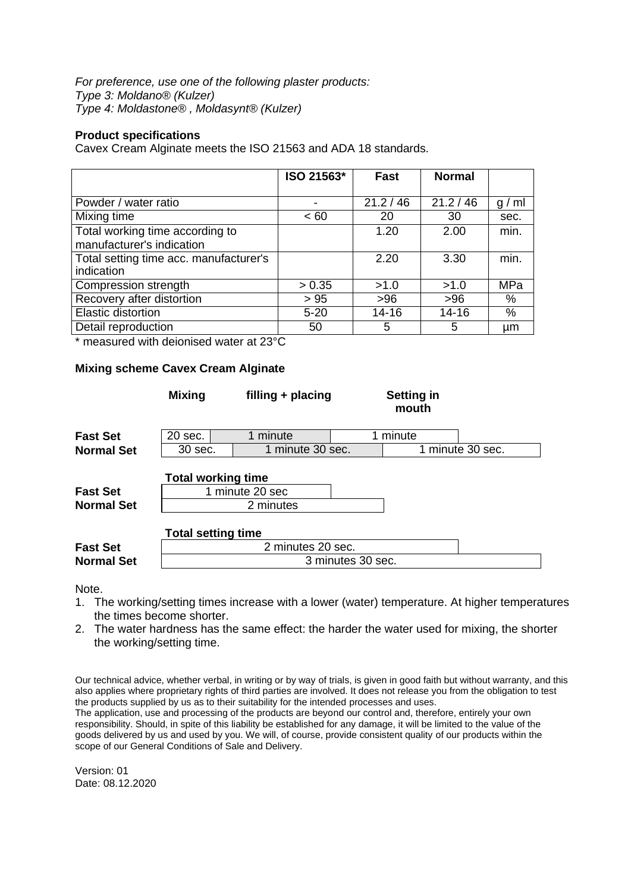*For preference, use one of the following plaster products:*
*Type 3: Moldano® (Kulzer)*
*Type 4: Moldastone® , Moldasynt® (Kulzer)*

**Product specifications**

Cavex Cream Alginate meets the ISO 21563 and ADA 18 standards.

| | ISO 21563* | Fast | Normal | |
|---|---|---|---|---|
| Powder / water ratio | - | 21.2 / 46 | 21.2 / 46 | g / ml |
| Mixing time | < 60 | 20 | 30 | sec. |
| Total working time according to manufacturer's indication | | 1.20 | 2.00 | min. |
| Total setting time acc. manufacturer's indication | | 2.20 | 3.30 | min. |
| Compression strength | > 0.35 | >1.0 | >1.0 | MPa |
| Recovery after distortion | > 95 | >96 | >96 | % |
| Elastic distortion | 5-20 | 14-16 | 14-16 | % |
| Detail reproduction | 50 | 5 | 5 | µm |

\* measured with deionised water at 23°C

**Mixing scheme Cavex Cream Alginate**

| | Mixing | filling + placing | Setting in mouth |
|---|---|---|---|
| **Fast Set** | 20 sec. | 1 minute | 1 minute |
| **Normal Set** | 30 sec. | 1 minute 30 sec. | 1 minute 30 sec. |

| | Total working time |
|---|---|
| **Fast Set** | 1 minute 20 sec |
| **Normal Set** | 2 minutes |

| | Total setting time |
|---|---|
| **Fast Set** | 2 minutes 20 sec. |
| **Normal Set** | 3 minutes 30 sec. |

Note.

1. The working/setting times increase with a lower (water) temperature. At higher temperatures the times become shorter.
2. The water hardness has the same effect: the harder the water used for mixing, the shorter the working/setting time.

Our technical advice, whether verbal, in writing or by way of trials, is given in good faith but without warranty, and this also applies where proprietary rights of third parties are involved. It does not release you from the obligation to test the products supplied by us as to their suitability for the intended processes and uses.
The application, use and processing of the products are beyond our control and, therefore, entirely your own responsibility. Should, in spite of this liability be established for any damage, it will be limited to the value of the goods delivered by us and used by you. We will, of course, provide consistent quality of our products within the scope of our General Conditions of Sale and Delivery.

Version: 01
Date: 08.12.2020